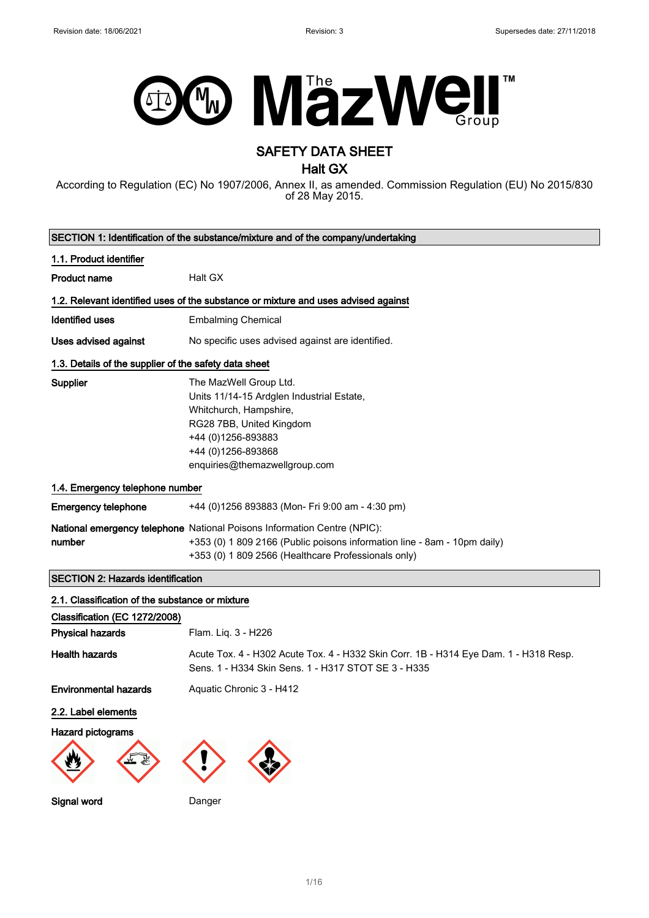# SAFETY DATA SHEET

## Halt GX

According to Regulation (EC) No 1907/2006, Annex II, as amended. Commission Regulation (EU) No 2015/830 of 28 May 2015.

## SECTION 1: Identification of the substance/mixture and of the company/undertaking

### 1.1. Product identifier

**Product name** Halt GX

### 1.2. Relevant identified uses of the substance or mixture and uses advised against

**Identified uses** Embalming Chemical

**Uses advised against** No specific uses advised against are identified.

### 1.3. Details of the supplier of the safety data sheet

**Supplier**
The MazWell Group Ltd.
Units 11/14-15 Ardglen Industrial Estate,
Whitchurch, Hampshire,
RG28 7BB, United Kingdom
+44 (0)1256-893883
+44 (0)1256-893868
enquiries@themazwellgroup.com

### 1.4. Emergency telephone number

**Emergency telephone** +44 (0)1256 893883 (Mon- Fri 9:00 am - 4:30 pm)

**National emergency telephone number**
National Poisons Information Centre (NPIC):
+353 (0) 1 809 2166 (Public poisons information line - 8am - 10pm daily)
+353 (0) 1 809 2566 (Healthcare Professionals only)

## SECTION 2: Hazards identification

### 2.1. Classification of the substance or mixture

**Classification (EC 1272/2008)**

**Physical hazards** Flam. Liq. 3 - H226

**Health hazards** Acute Tox. 4 - H302 Acute Tox. 4 - H332 Skin Corr. 1B - H314 Eye Dam. 1 - H318 Resp. Sens. 1 - H334 Skin Sens. 1 - H317 STOT SE 3 - H335

**Environmental hazards** Aquatic Chronic 3 - H412

### 2.2. Label elements

**Hazard pictograms**

**Signal word** Danger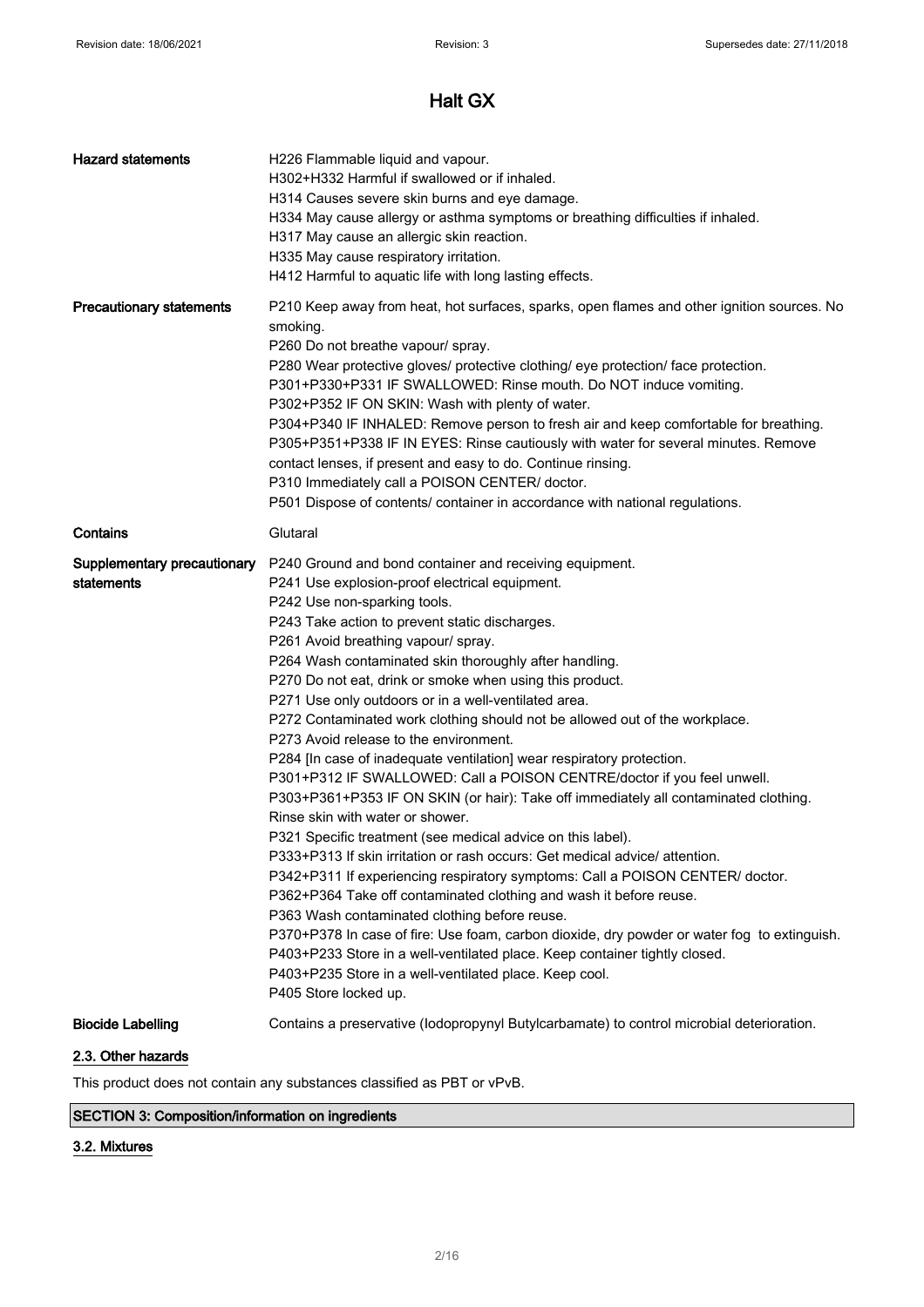# Halt GX

| | |
|---|---|
| **Hazard statements** | H226 Flammable liquid and vapour.<br>H302+H332 Harmful if swallowed or if inhaled.<br>H314 Causes severe skin burns and eye damage.<br>H334 May cause allergy or asthma symptoms or breathing difficulties if inhaled.<br>H317 May cause an allergic skin reaction.<br>H335 May cause respiratory irritation.<br>H412 Harmful to aquatic life with long lasting effects. |
| **Precautionary statements** | P210 Keep away from heat, hot surfaces, sparks, open flames and other ignition sources. No smoking.<br>P260 Do not breathe vapour/ spray.<br>P280 Wear protective gloves/ protective clothing/ eye protection/ face protection.<br>P301+P330+P331 IF SWALLOWED: Rinse mouth. Do NOT induce vomiting.<br>P302+P352 IF ON SKIN: Wash with plenty of water.<br>P304+P340 IF INHALED: Remove person to fresh air and keep comfortable for breathing.<br>P305+P351+P338 IF IN EYES: Rinse cautiously with water for several minutes. Remove contact lenses, if present and easy to do. Continue rinsing.<br>P310 Immediately call a POISON CENTER/ doctor.<br>P501 Dispose of contents/ container in accordance with national regulations. |
| **Contains** | Glutaral |
| **Supplementary precautionary statements** | P240 Ground and bond container and receiving equipment.<br>P241 Use explosion-proof electrical equipment.<br>P242 Use non-sparking tools.<br>P243 Take action to prevent static discharges.<br>P261 Avoid breathing vapour/ spray.<br>P264 Wash contaminated skin thoroughly after handling.<br>P270 Do not eat, drink or smoke when using this product.<br>P271 Use only outdoors or in a well-ventilated area.<br>P272 Contaminated work clothing should not be allowed out of the workplace.<br>P273 Avoid release to the environment.<br>P284 [In case of inadequate ventilation] wear respiratory protection.<br>P301+P312 IF SWALLOWED: Call a POISON CENTRE/doctor if you feel unwell.<br>P303+P361+P353 IF ON SKIN (or hair): Take off immediately all contaminated clothing. Rinse skin with water or shower.<br>P321 Specific treatment (see medical advice on this label).<br>P333+P313 If skin irritation or rash occurs: Get medical advice/ attention.<br>P342+P311 If experiencing respiratory symptoms: Call a POISON CENTER/ doctor.<br>P362+P364 Take off contaminated clothing and wash it before reuse.<br>P363 Wash contaminated clothing before reuse.<br>P370+P378 In case of fire: Use foam, carbon dioxide, dry powder or water fog to extinguish.<br>P403+P233 Store in a well-ventilated place. Keep container tightly closed.<br>P403+P235 Store in a well-ventilated place. Keep cool.<br>P405 Store locked up. |
| **Biocide Labelling** | Contains a preservative (Iodopropynyl Butylcarbamate) to control microbial deterioration. |

## 2.3. Other hazards

This product does not contain any substances classified as PBT or vPvB.

## SECTION 3: Composition/information on ingredients

### 3.2. Mixtures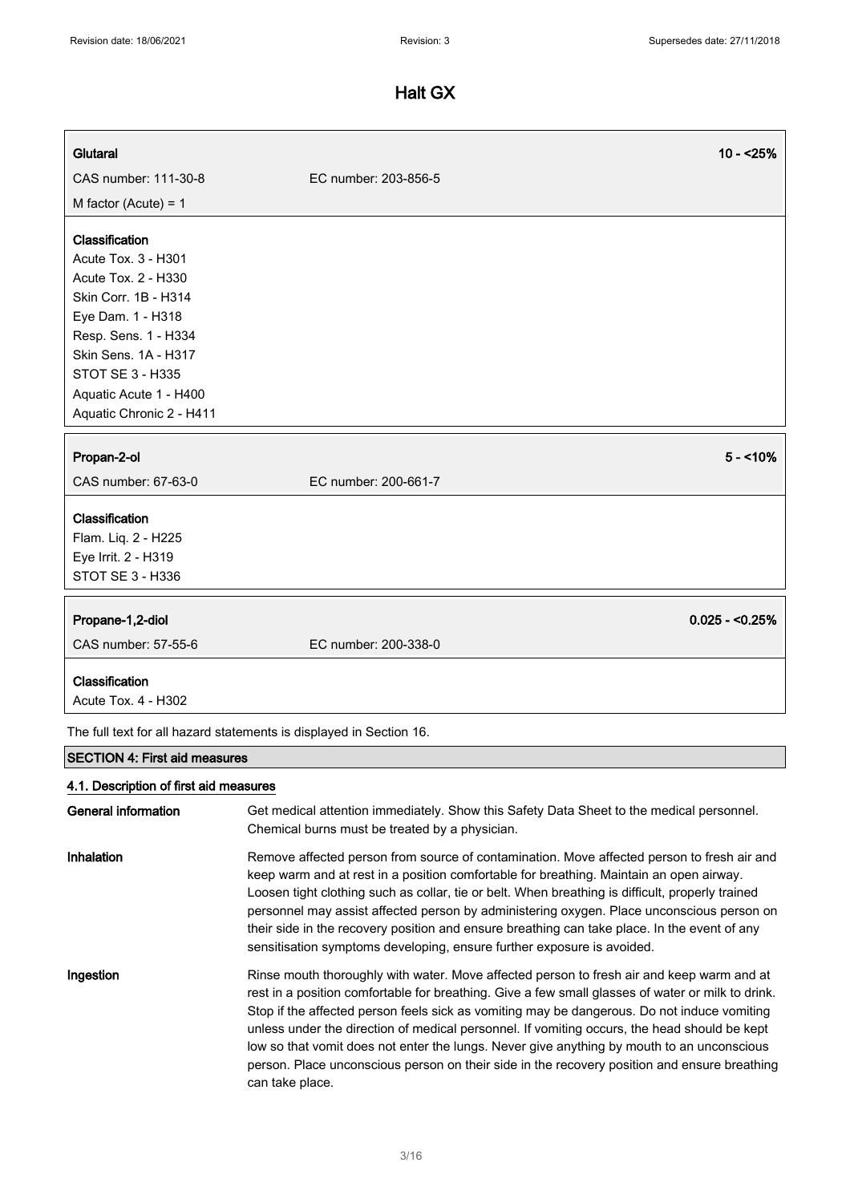| Glutaral | | 10 - <25% |
|---|---|---|
| CAS number: 111-30-8 | EC number: 203-856-5 | |
| M factor (Acute) = 1 | | |

**Classification**
Acute Tox. 3 - H301
Acute Tox. 2 - H330
Skin Corr. 1B - H314
Eye Dam. 1 - H318
Resp. Sens. 1 - H334
Skin Sens. 1A - H317
STOT SE 3 - H335
Aquatic Acute 1 - H400
Aquatic Chronic 2 - H411

| Propan-2-ol | | 5 - <10% |
|---|---|---|
| CAS number: 67-63-0 | EC number: 200-661-7 | |

**Classification**
Flam. Liq. 2 - H225
Eye Irrit. 2 - H319
STOT SE 3 - H336

| Propane-1,2-diol | | 0.025 - <0.25% |
|---|---|---|
| CAS number: 57-55-6 | EC number: 200-338-0 | |

**Classification**
Acute Tox. 4 - H302

The full text for all hazard statements is displayed in Section 16.

## SECTION 4: First aid measures

### 4.1. Description of first aid measures

**General information** Get medical attention immediately. Show this Safety Data Sheet to the medical personnel. Chemical burns must be treated by a physician.

**Inhalation** Remove affected person from source of contamination. Move affected person to fresh air and keep warm and at rest in a position comfortable for breathing. Maintain an open airway. Loosen tight clothing such as collar, tie or belt. When breathing is difficult, properly trained personnel may assist affected person by administering oxygen. Place unconscious person on their side in the recovery position and ensure breathing can take place. In the event of any sensitisation symptoms developing, ensure further exposure is avoided.

**Ingestion** Rinse mouth thoroughly with water. Move affected person to fresh air and keep warm and at rest in a position comfortable for breathing. Give a few small glasses of water or milk to drink. Stop if the affected person feels sick as vomiting may be dangerous. Do not induce vomiting unless under the direction of medical personnel. If vomiting occurs, the head should be kept low so that vomit does not enter the lungs. Never give anything by mouth to an unconscious person. Place unconscious person on their side in the recovery position and ensure breathing can take place.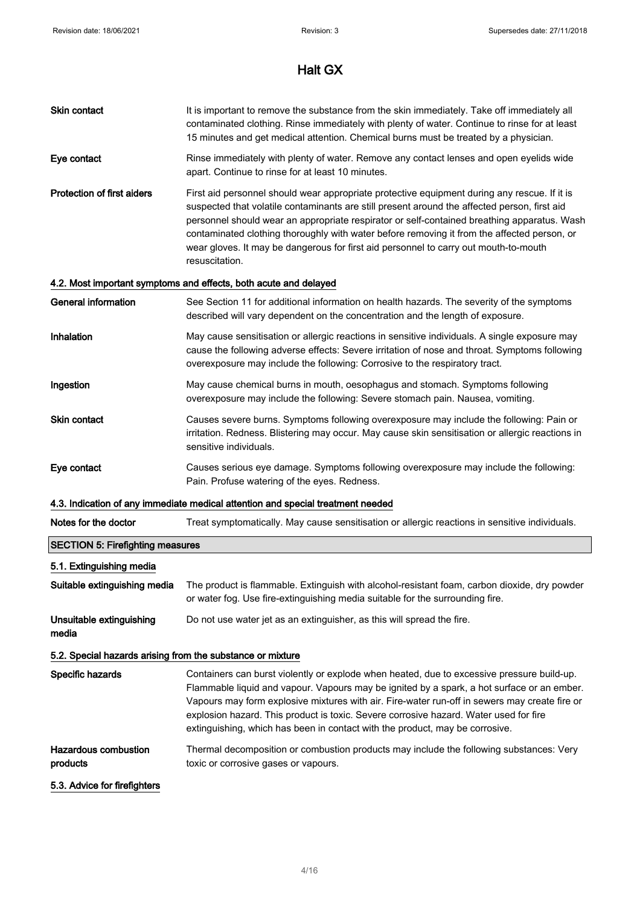# Halt GX

**Skin contact** It is important to remove the substance from the skin immediately. Take off immediately all contaminated clothing. Rinse immediately with plenty of water. Continue to rinse for at least 15 minutes and get medical attention. Chemical burns must be treated by a physician.

**Eye contact** Rinse immediately with plenty of water. Remove any contact lenses and open eyelids wide apart. Continue to rinse for at least 10 minutes.

**Protection of first aiders** First aid personnel should wear appropriate protective equipment during any rescue. If it is suspected that volatile contaminants are still present around the affected person, first aid personnel should wear an appropriate respirator or self-contained breathing apparatus. Wash contaminated clothing thoroughly with water before removing it from the affected person, or wear gloves. It may be dangerous for first aid personnel to carry out mouth-to-mouth resuscitation.

### 4.2. Most important symptoms and effects, both acute and delayed

**General information** See Section 11 for additional information on health hazards. The severity of the symptoms described will vary dependent on the concentration and the length of exposure.

**Inhalation** May cause sensitisation or allergic reactions in sensitive individuals. A single exposure may cause the following adverse effects: Severe irritation of nose and throat. Symptoms following overexposure may include the following: Corrosive to the respiratory tract.

**Ingestion** May cause chemical burns in mouth, oesophagus and stomach. Symptoms following overexposure may include the following: Severe stomach pain. Nausea, vomiting.

**Skin contact** Causes severe burns. Symptoms following overexposure may include the following: Pain or irritation. Redness. Blistering may occur. May cause skin sensitisation or allergic reactions in sensitive individuals.

**Eye contact** Causes serious eye damage. Symptoms following overexposure may include the following: Pain. Profuse watering of the eyes. Redness.

### 4.3. Indication of any immediate medical attention and special treatment needed

**Notes for the doctor** Treat symptomatically. May cause sensitisation or allergic reactions in sensitive individuals.

## SECTION 5: Firefighting measures

### 5.1. Extinguishing media

**Suitable extinguishing media** The product is flammable. Extinguish with alcohol-resistant foam, carbon dioxide, dry powder or water fog. Use fire-extinguishing media suitable for the surrounding fire.

**Unsuitable extinguishing media** Do not use water jet as an extinguisher, as this will spread the fire.

### 5.2. Special hazards arising from the substance or mixture

**Specific hazards** Containers can burst violently or explode when heated, due to excessive pressure build-up. Flammable liquid and vapour. Vapours may be ignited by a spark, a hot surface or an ember. Vapours may form explosive mixtures with air. Fire-water run-off in sewers may create fire or explosion hazard. This product is toxic. Severe corrosive hazard. Water used for fire extinguishing, which has been in contact with the product, may be corrosive.

**Hazardous combustion products** Thermal decomposition or combustion products may include the following substances: Very toxic or corrosive gases or vapours.

### 5.3. Advice for firefighters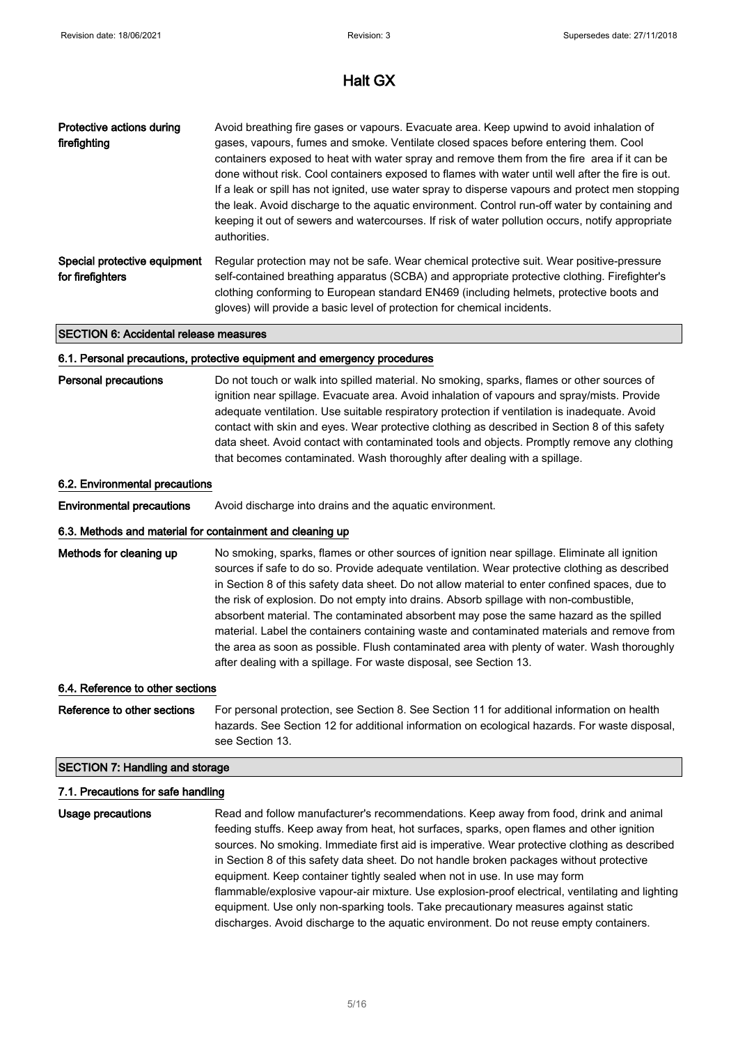**Protective actions during firefighting**

Avoid breathing fire gases or vapours. Evacuate area. Keep upwind to avoid inhalation of gases, vapours, fumes and smoke. Ventilate closed spaces before entering them. Cool containers exposed to heat with water spray and remove them from the fire area if it can be done without risk. Cool containers exposed to flames with water until well after the fire is out. If a leak or spill has not ignited, use water spray to disperse vapours and protect men stopping the leak. Avoid discharge to the aquatic environment. Control run-off water by containing and keeping it out of sewers and watercourses. If risk of water pollution occurs, notify appropriate authorities.

**Special protective equipment for firefighters**

Regular protection may not be safe. Wear chemical protective suit. Wear positive-pressure self-contained breathing apparatus (SCBA) and appropriate protective clothing. Firefighter's clothing conforming to European standard EN469 (including helmets, protective boots and gloves) will provide a basic level of protection for chemical incidents.

## SECTION 6: Accidental release measures

### 6.1. Personal precautions, protective equipment and emergency procedures

**Personal precautions**

Do not touch or walk into spilled material. No smoking, sparks, flames or other sources of ignition near spillage. Evacuate area. Avoid inhalation of vapours and spray/mists. Provide adequate ventilation. Use suitable respiratory protection if ventilation is inadequate. Avoid contact with skin and eyes. Wear protective clothing as described in Section 8 of this safety data sheet. Avoid contact with contaminated tools and objects. Promptly remove any clothing that becomes contaminated. Wash thoroughly after dealing with a spillage.

### 6.2. Environmental precautions

**Environmental precautions**

Avoid discharge into drains and the aquatic environment.

### 6.3. Methods and material for containment and cleaning up

**Methods for cleaning up**

No smoking, sparks, flames or other sources of ignition near spillage. Eliminate all ignition sources if safe to do so. Provide adequate ventilation. Wear protective clothing as described in Section 8 of this safety data sheet. Do not allow material to enter confined spaces, due to the risk of explosion. Do not empty into drains. Absorb spillage with non-combustible, absorbent material. The contaminated absorbent may pose the same hazard as the spilled material. Label the containers containing waste and contaminated materials and remove from the area as soon as possible. Flush contaminated area with plenty of water. Wash thoroughly after dealing with a spillage. For waste disposal, see Section 13.

### 6.4. Reference to other sections

**Reference to other sections**

For personal protection, see Section 8. See Section 11 for additional information on health hazards. See Section 12 for additional information on ecological hazards. For waste disposal, see Section 13.

## SECTION 7: Handling and storage

### 7.1. Precautions for safe handling

**Usage precautions**

Read and follow manufacturer's recommendations. Keep away from food, drink and animal feeding stuffs. Keep away from heat, hot surfaces, sparks, open flames and other ignition sources. No smoking. Immediate first aid is imperative. Wear protective clothing as described in Section 8 of this safety data sheet. Do not handle broken packages without protective equipment. Keep container tightly sealed when not in use. In use may form flammable/explosive vapour-air mixture. Use explosion-proof electrical, ventilating and lighting equipment. Use only non-sparking tools. Take precautionary measures against static discharges. Avoid discharge to the aquatic environment. Do not reuse empty containers.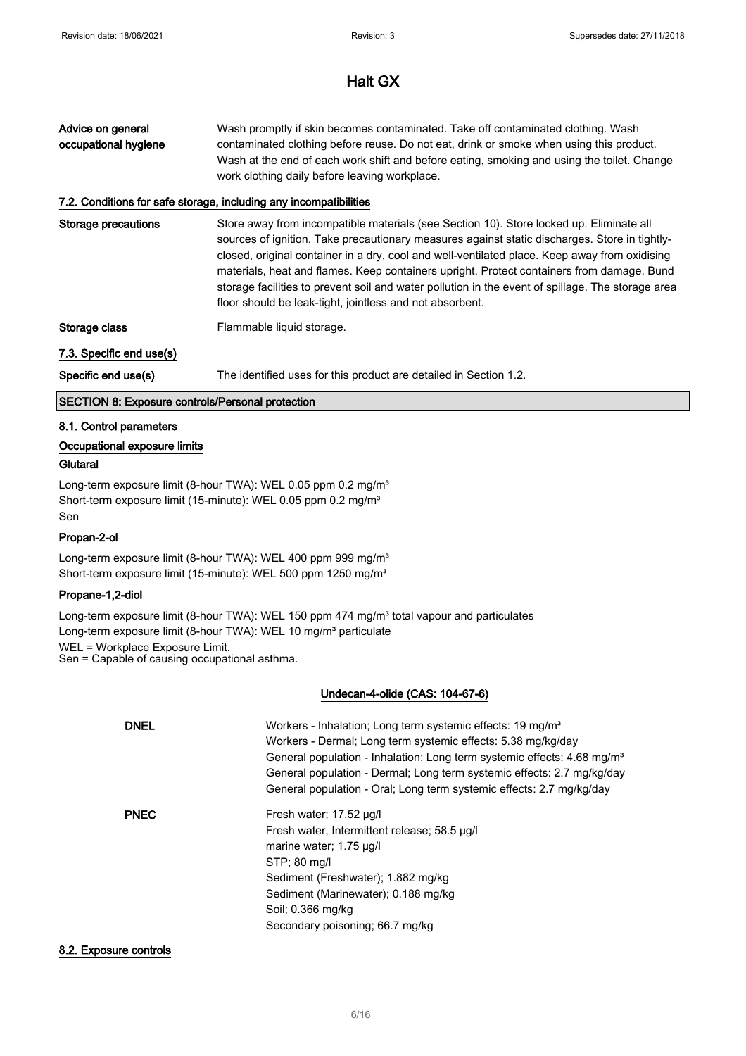# Halt GX

| | |
|---|---|
| **Advice on general occupational hygiene** | Wash promptly if skin becomes contaminated. Take off contaminated clothing. Wash contaminated clothing before reuse. Do not eat, drink or smoke when using this product. Wash at the end of each work shift and before eating, smoking and using the toilet. Change work clothing daily before leaving workplace. |

### 7.2. Conditions for safe storage, including any incompatibilities

| | |
|---|---|
| **Storage precautions** | Store away from incompatible materials (see Section 10). Store locked up. Eliminate all sources of ignition. Take precautionary measures against static discharges. Store in tightly-closed, original container in a dry, cool and well-ventilated place. Keep away from oxidising materials, heat and flames. Keep containers upright. Protect containers from damage. Bund storage facilities to prevent soil and water pollution in the event of spillage. The storage area floor should be leak-tight, jointless and not absorbent. |
| **Storage class** | Flammable liquid storage. |

### 7.3. Specific end use(s)

| | |
|---|---|
| **Specific end use(s)** | The identified uses for this product are detailed in Section 1.2. |

## SECTION 8: Exposure controls/Personal protection

### 8.1. Control parameters

#### Occupational exposure limits

**Glutaral**

Long-term exposure limit (8-hour TWA): WEL 0.05 ppm 0.2 mg/m³
Short-term exposure limit (15-minute): WEL 0.05 ppm 0.2 mg/m³
Sen

**Propan-2-ol**

Long-term exposure limit (8-hour TWA): WEL 400 ppm 999 mg/m³
Short-term exposure limit (15-minute): WEL 500 ppm 1250 mg/m³

**Propane-1,2-diol**

Long-term exposure limit (8-hour TWA): WEL 150 ppm 474 mg/m³ total vapour and particulates
Long-term exposure limit (8-hour TWA): WEL 10 mg/m³ particulate
WEL = Workplace Exposure Limit.
Sen = Capable of causing occupational asthma.

**Undecan-4-olide (CAS: 104-67-6)**

| | |
|---|---|
| **DNEL** | Workers - Inhalation; Long term systemic effects: 19 mg/m³<br>Workers - Dermal; Long term systemic effects: 5.38 mg/kg/day<br>General population - Inhalation; Long term systemic effects: 4.68 mg/m³<br>General population - Dermal; Long term systemic effects: 2.7 mg/kg/day<br>General population - Oral; Long term systemic effects: 2.7 mg/kg/day |
| **PNEC** | Fresh water; 17.52 µg/l<br>Fresh water, Intermittent release; 58.5 µg/l<br>marine water; 1.75 µg/l<br>STP; 80 mg/l<br>Sediment (Freshwater); 1.882 mg/kg<br>Sediment (Marinewater); 0.188 mg/kg<br>Soil; 0.366 mg/kg<br>Secondary poisoning; 66.7 mg/kg |

### 8.2. Exposure controls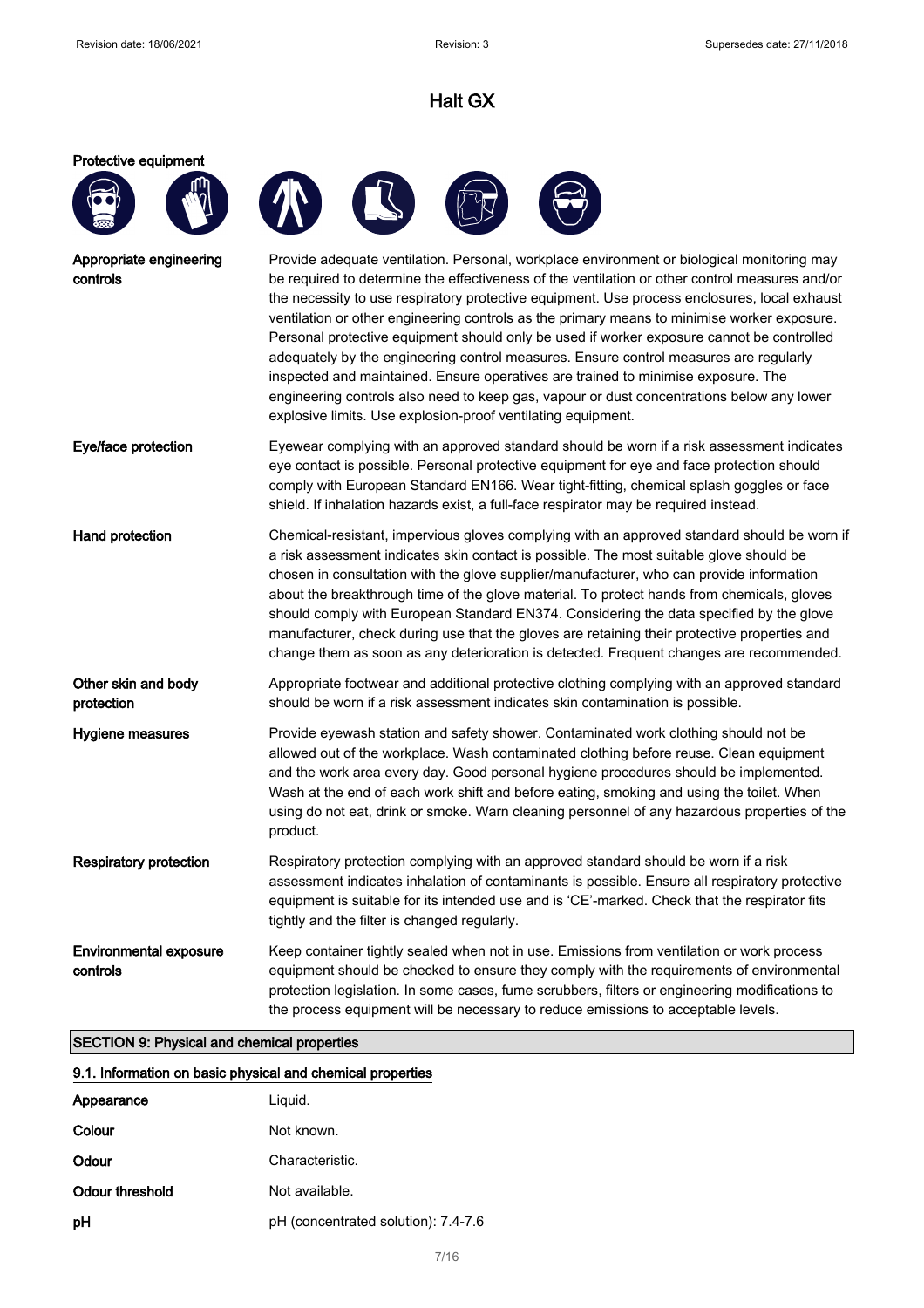# Halt GX

**Protective equipment**

| | |
|---|---|
| **Appropriate engineering controls** | Provide adequate ventilation. Personal, workplace environment or biological monitoring may be required to determine the effectiveness of the ventilation or other control measures and/or the necessity to use respiratory protective equipment. Use process enclosures, local exhaust ventilation or other engineering controls as the primary means to minimise worker exposure. Personal protective equipment should only be used if worker exposure cannot be controlled adequately by the engineering control measures. Ensure control measures are regularly inspected and maintained. Ensure operatives are trained to minimise exposure. The engineering controls also need to keep gas, vapour or dust concentrations below any lower explosive limits. Use explosion-proof ventilating equipment. |
| **Eye/face protection** | Eyewear complying with an approved standard should be worn if a risk assessment indicates eye contact is possible. Personal protective equipment for eye and face protection should comply with European Standard EN166. Wear tight-fitting, chemical splash goggles or face shield. If inhalation hazards exist, a full-face respirator may be required instead. |
| **Hand protection** | Chemical-resistant, impervious gloves complying with an approved standard should be worn if a risk assessment indicates skin contact is possible. The most suitable glove should be chosen in consultation with the glove supplier/manufacturer, who can provide information about the breakthrough time of the glove material. To protect hands from chemicals, gloves should comply with European Standard EN374. Considering the data specified by the glove manufacturer, check during use that the gloves are retaining their protective properties and change them as soon as any deterioration is detected. Frequent changes are recommended. |
| **Other skin and body protection** | Appropriate footwear and additional protective clothing complying with an approved standard should be worn if a risk assessment indicates skin contamination is possible. |
| **Hygiene measures** | Provide eyewash station and safety shower. Contaminated work clothing should not be allowed out of the workplace. Wash contaminated clothing before reuse. Clean equipment and the work area every day. Good personal hygiene procedures should be implemented. Wash at the end of each work shift and before eating, smoking and using the toilet. When using do not eat, drink or smoke. Warn cleaning personnel of any hazardous properties of the product. |
| **Respiratory protection** | Respiratory protection complying with an approved standard should be worn if a risk assessment indicates inhalation of contaminants is possible. Ensure all respiratory protective equipment is suitable for its intended use and is 'CE'-marked. Check that the respirator fits tightly and the filter is changed regularly. |
| **Environmental exposure controls** | Keep container tightly sealed when not in use. Emissions from ventilation or work process equipment should be checked to ensure they comply with the requirements of environmental protection legislation. In some cases, fume scrubbers, filters or engineering modifications to the process equipment will be necessary to reduce emissions to acceptable levels. |

## SECTION 9: Physical and chemical properties

### 9.1. Information on basic physical and chemical properties

| | |
|---|---|
| **Appearance** | Liquid. |
| **Colour** | Not known. |
| **Odour** | Characteristic. |
| **Odour threshold** | Not available. |
| **pH** | pH (concentrated solution): 7.4-7.6 |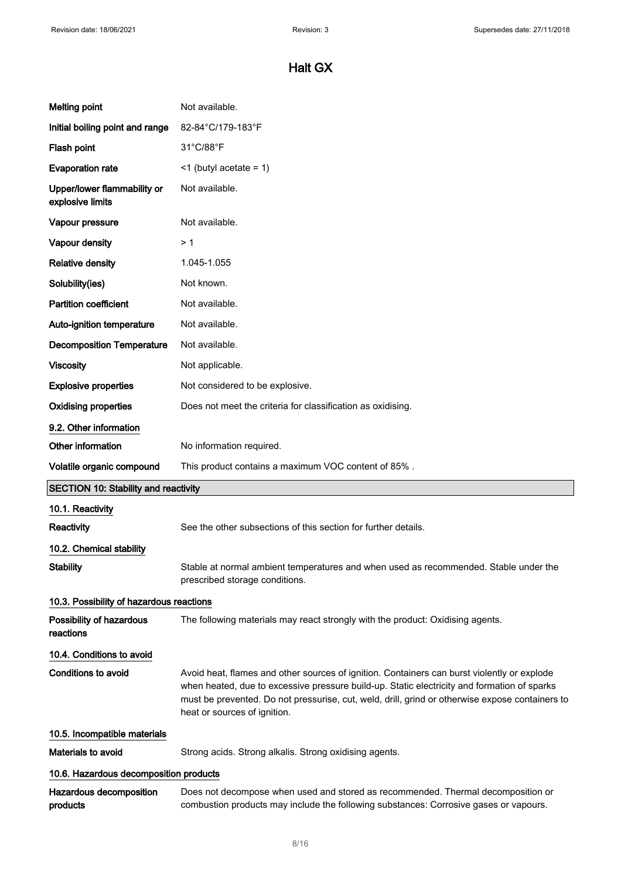# Halt GX

| | |
|---|---|
| **Melting point** | Not available. |
| **Initial boiling point and range** | 82-84°C/179-183°F |
| **Flash point** | 31°C/88°F |
| **Evaporation rate** | <1 (butyl acetate = 1) |
| **Upper/lower flammability or explosive limits** | Not available. |
| **Vapour pressure** | Not available. |
| **Vapour density** | > 1 |
| **Relative density** | 1.045-1.055 |
| **Solubility(ies)** | Not known. |
| **Partition coefficient** | Not available. |
| **Auto-ignition temperature** | Not available. |
| **Decomposition Temperature** | Not available. |
| **Viscosity** | Not applicable. |
| **Explosive properties** | Not considered to be explosive. |
| **Oxidising properties** | Does not meet the criteria for classification as oxidising. |

### 9.2. Other information

| | |
|---|---|
| **Other information** | No information required. |
| **Volatile organic compound** | This product contains a maximum VOC content of 85% . |

## SECTION 10: Stability and reactivity

### 10.1. Reactivity

**Reactivity** See the other subsections of this section for further details.

### 10.2. Chemical stability

**Stability** Stable at normal ambient temperatures and when used as recommended. Stable under the prescribed storage conditions.

### 10.3. Possibility of hazardous reactions

**Possibility of hazardous reactions** The following materials may react strongly with the product: Oxidising agents.

### 10.4. Conditions to avoid

**Conditions to avoid** Avoid heat, flames and other sources of ignition. Containers can burst violently or explode when heated, due to excessive pressure build-up. Static electricity and formation of sparks must be prevented. Do not pressurise, cut, weld, drill, grind or otherwise expose containers to heat or sources of ignition.

### 10.5. Incompatible materials

**Materials to avoid** Strong acids. Strong alkalis. Strong oxidising agents.

### 10.6. Hazardous decomposition products

**Hazardous decomposition products** Does not decompose when used and stored as recommended. Thermal decomposition or combustion products may include the following substances: Corrosive gases or vapours.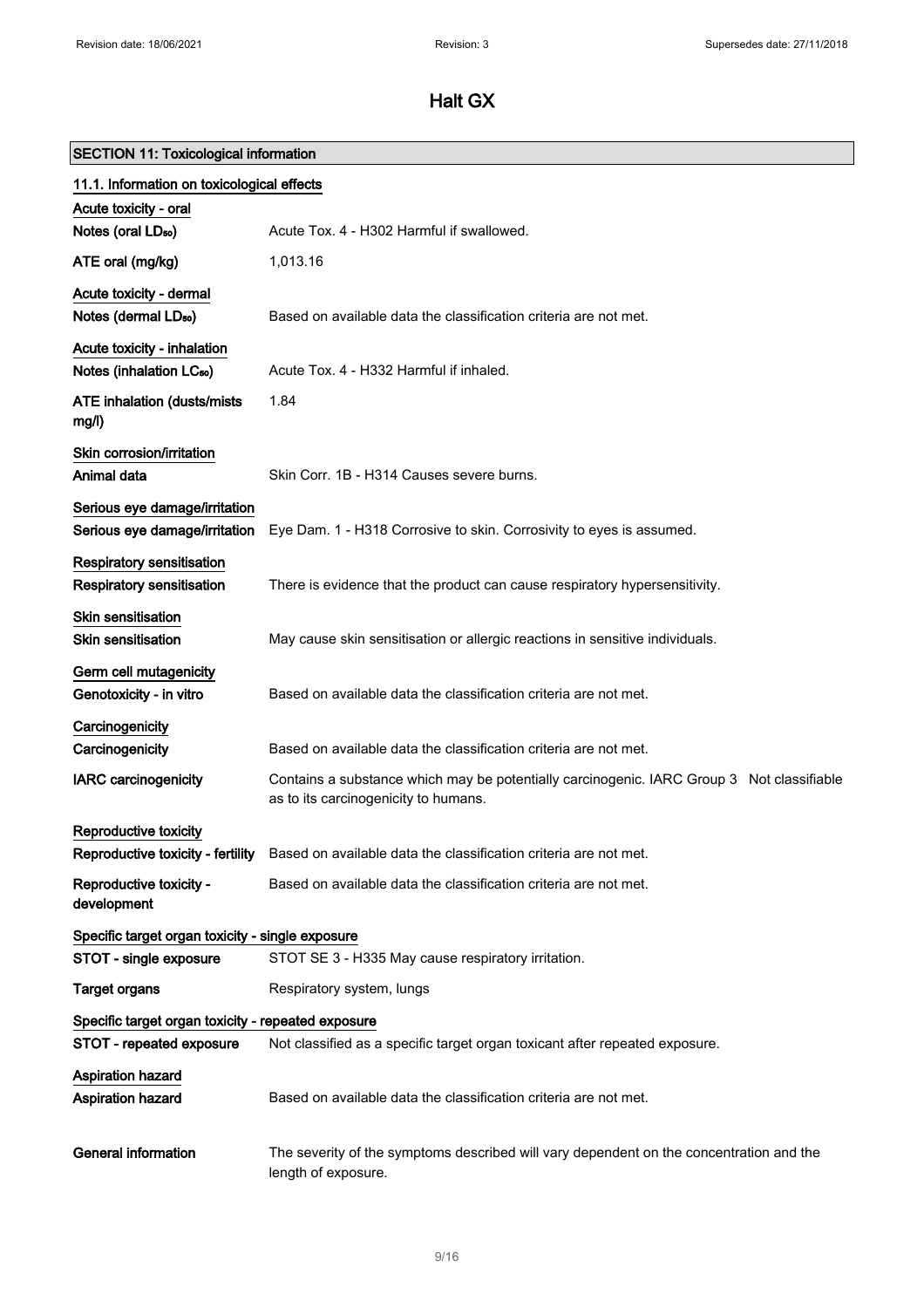# Halt GX

## SECTION 11: Toxicological information

### 11.1. Information on toxicological effects

**Acute toxicity - oral**

| | |
|---|---|
| **Notes (oral $LD_{50}$)** | Acute Tox. 4 - H302 Harmful if swallowed. |
| **ATE oral (mg/kg)** | 1,013.16 |

**Acute toxicity - dermal**

| | |
|---|---|
| **Notes (dermal $LD_{50}$)** | Based on available data the classification criteria are not met. |

**Acute toxicity - inhalation**

| | |
|---|---|
| **Notes (inhalation $LC_{50}$)** | Acute Tox. 4 - H332 Harmful if inhaled. |
| **ATE inhalation (dusts/mists mg/l)** | 1.84 |

**Skin corrosion/irritation**

| | |
|---|---|
| **Animal data** | Skin Corr. 1B - H314 Causes severe burns. |

**Serious eye damage/irritation**

| | |
|---|---|
| **Serious eye damage/irritation** | Eye Dam. 1 - H318 Corrosive to skin. Corrosivity to eyes is assumed. |

**Respiratory sensitisation**

| | |
|---|---|
| **Respiratory sensitisation** | There is evidence that the product can cause respiratory hypersensitivity. |

**Skin sensitisation**

| | |
|---|---|
| **Skin sensitisation** | May cause skin sensitisation or allergic reactions in sensitive individuals. |

**Germ cell mutagenicity**

| | |
|---|---|
| **Genotoxicity - in vitro** | Based on available data the classification criteria are not met. |

**Carcinogenicity**

| | |
|---|---|
| **Carcinogenicity** | Based on available data the classification criteria are not met. |
| **IARC carcinogenicity** | Contains a substance which may be potentially carcinogenic. IARC Group 3 Not classifiable as to its carcinogenicity to humans. |

**Reproductive toxicity**

| | |
|---|---|
| **Reproductive toxicity - fertility** | Based on available data the classification criteria are not met. |
| **Reproductive toxicity - development** | Based on available data the classification criteria are not met. |

**Specific target organ toxicity - single exposure**

| | |
|---|---|
| **STOT - single exposure** | STOT SE 3 - H335 May cause respiratory irritation. |
| **Target organs** | Respiratory system, lungs |

**Specific target organ toxicity - repeated exposure**

| | |
|---|---|
| **STOT - repeated exposure** | Not classified as a specific target organ toxicant after repeated exposure. |

**Aspiration hazard**

| | |
|---|---|
| **Aspiration hazard** | Based on available data the classification criteria are not met. |

| | |
|---|---|
| **General information** | The severity of the symptoms described will vary dependent on the concentration and the length of exposure. |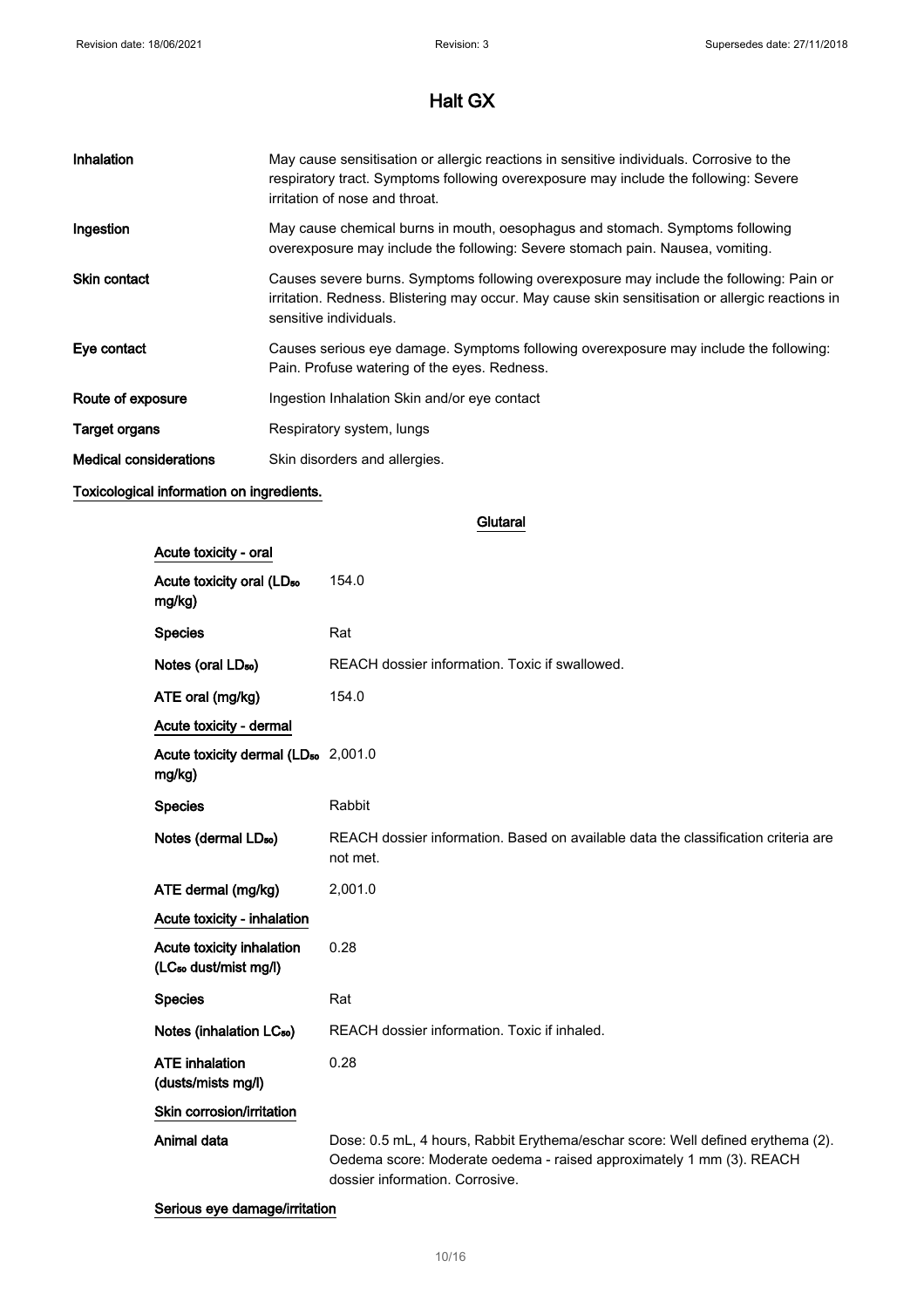# Halt GX

| | |
|---|---|
| **Inhalation** | May cause sensitisation or allergic reactions in sensitive individuals. Corrosive to the respiratory tract. Symptoms following overexposure may include the following: Severe irritation of nose and throat. |
| **Ingestion** | May cause chemical burns in mouth, oesophagus and stomach. Symptoms following overexposure may include the following: Severe stomach pain. Nausea, vomiting. |
| **Skin contact** | Causes severe burns. Symptoms following overexposure may include the following: Pain or irritation. Redness. Blistering may occur. May cause skin sensitisation or allergic reactions in sensitive individuals. |
| **Eye contact** | Causes serious eye damage. Symptoms following overexposure may include the following: Pain. Profuse watering of the eyes. Redness. |
| **Route of exposure** | Ingestion Inhalation Skin and/or eye contact |
| **Target organs** | Respiratory system, lungs |
| **Medical considerations** | Skin disorders and allergies. |

**Toxicological information on ingredients.**

**Glutaral**

**Acute toxicity - oral**

| | |
|---|---|
| **Acute toxicity oral ($LD_{50}$ mg/kg)** | 154.0 |
| **Species** | Rat |
| **Notes (oral $LD_{50}$)** | REACH dossier information. Toxic if swallowed. |
| **ATE oral (mg/kg)** | 154.0 |

**Acute toxicity - dermal**

| | |
|---|---|
| **Acute toxicity dermal ($LD_{50}$ mg/kg)** | 2,001.0 |
| **Species** | Rabbit |
| **Notes (dermal $LD_{50}$)** | REACH dossier information. Based on available data the classification criteria are not met. |
| **ATE dermal (mg/kg)** | 2,001.0 |

**Acute toxicity - inhalation**

| | |
|---|---|
| **Acute toxicity inhalation ($LC_{50}$ dust/mist mg/l)** | 0.28 |
| **Species** | Rat |
| **Notes (inhalation $LC_{50}$)** | REACH dossier information. Toxic if inhaled. |
| **ATE inhalation (dusts/mists mg/l)** | 0.28 |

**Skin corrosion/irritation**

| | |
|---|---|
| **Animal data** | Dose: 0.5 mL, 4 hours, Rabbit Erythema/eschar score: Well defined erythema (2). Oedema score: Moderate oedema - raised approximately 1 mm (3). REACH dossier information. Corrosive. |

**Serious eye damage/irritation**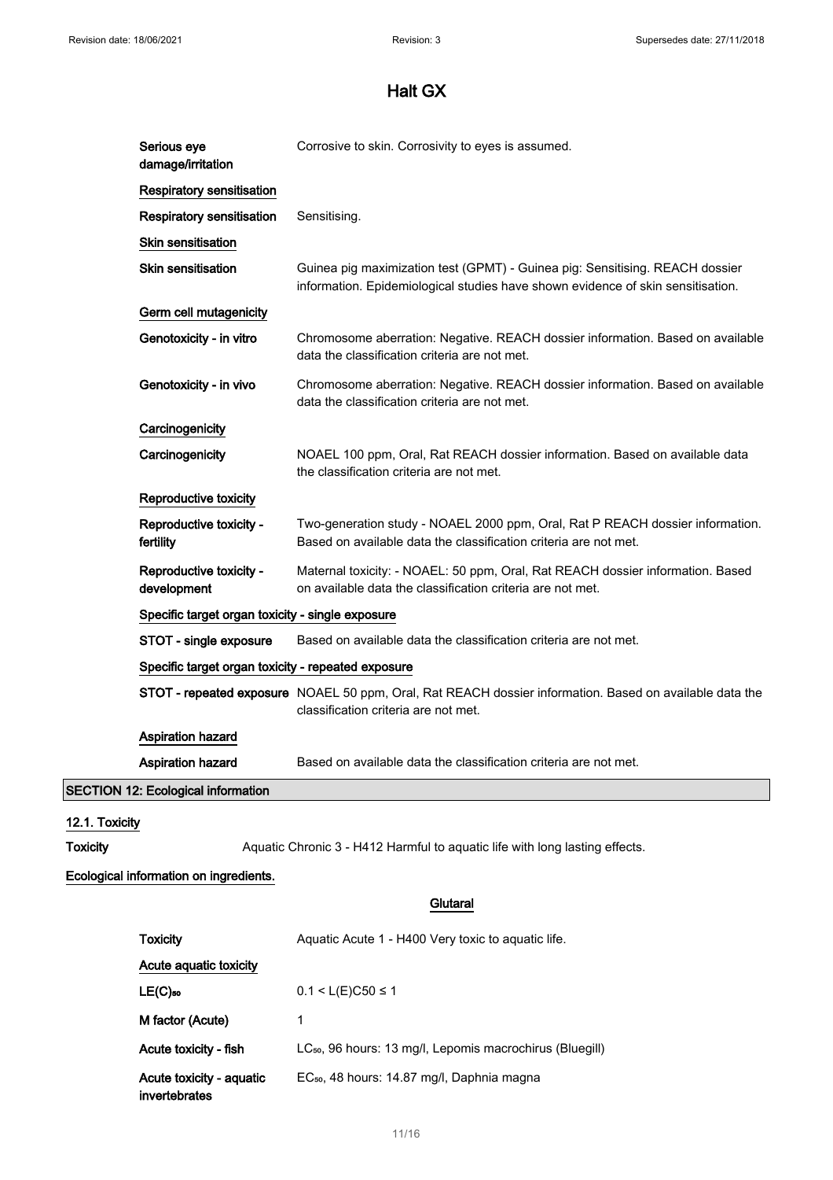# Halt GX

| | |
|---|---|
| Serious eye damage/irritation | Corrosive to skin. Corrosivity to eyes is assumed. |

**Respiratory sensitisation**

| | |
|---|---|
| **Respiratory sensitisation** | Sensitising. |

**Skin sensitisation**

| | |
|---|---|
| **Skin sensitisation** | Guinea pig maximization test (GPMT) - Guinea pig: Sensitising. REACH dossier information. Epidemiological studies have shown evidence of skin sensitisation. |

**Germ cell mutagenicity**

| | |
|---|---|
| **Genotoxicity - in vitro** | Chromosome aberration: Negative. REACH dossier information. Based on available data the classification criteria are not met. |
| **Genotoxicity - in vivo** | Chromosome aberration: Negative. REACH dossier information. Based on available data the classification criteria are not met. |

**Carcinogenicity**

| | |
|---|---|
| **Carcinogenicity** | NOAEL 100 ppm, Oral, Rat REACH dossier information. Based on available data the classification criteria are not met. |

**Reproductive toxicity**

| | |
|---|---|
| **Reproductive toxicity - fertility** | Two-generation study - NOAEL 2000 ppm, Oral, Rat P REACH dossier information. Based on available data the classification criteria are not met. |
| **Reproductive toxicity - development** | Maternal toxicity: - NOAEL: 50 ppm, Oral, Rat REACH dossier information. Based on available data the classification criteria are not met. |

**Specific target organ toxicity - single exposure**

| | |
|---|---|
| **STOT - single exposure** | Based on available data the classification criteria are not met. |

**Specific target organ toxicity - repeated exposure**

| | |
|---|---|
| **STOT - repeated exposure** | NOAEL 50 ppm, Oral, Rat REACH dossier information. Based on available data the classification criteria are not met. |

**Aspiration hazard**

| | |
|---|---|
| **Aspiration hazard** | Based on available data the classification criteria are not met. |

## SECTION 12: Ecological information

### 12.1. Toxicity

**Toxicity** Aquatic Chronic 3 - H412 Harmful to aquatic life with long lasting effects.

**Ecological information on ingredients.**

**Glutaral**

| | |
|---|---|
| **Toxicity** | Aquatic Acute 1 - H400 Very toxic to aquatic life. |

**Acute aquatic toxicity**

| | |
|---|---|
| **$LE(C)_{50}$** | $0.1 < L(E)C50 \leq 1$ |
| **M factor (Acute)** | 1 |
| **Acute toxicity - fish** | $LC_{50}$, 96 hours: 13 mg/l, Lepomis macrochirus (Bluegill) |
| **Acute toxicity - aquatic invertebrates** | $EC_{50}$, 48 hours: 14.87 mg/l, Daphnia magna |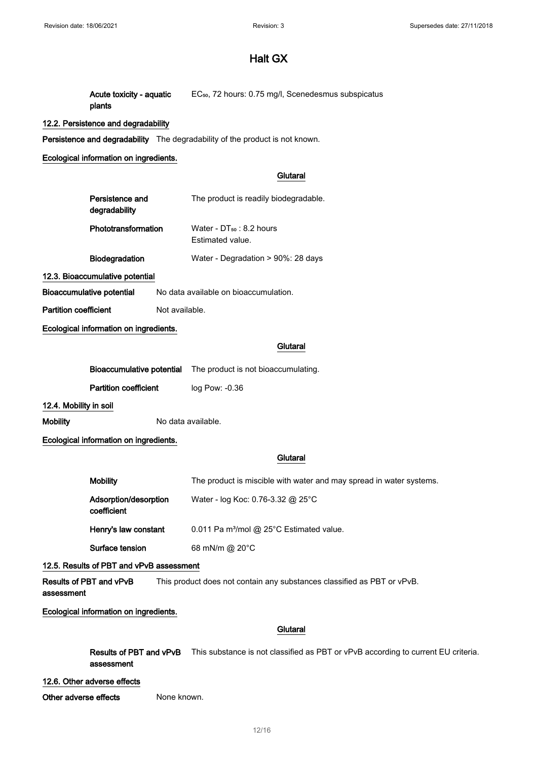**Acute toxicity - aquatic plants** $EC_{50}$, 72 hours: 0.75 mg/l, Scenedesmus subspicatus

## 12.2. Persistence and degradability

**Persistence and degradability** The degradability of the product is not known.

**Ecological information on ingredients.**

**Glutaral**

| | |
|---|---|
| **Persistence and degradability** | The product is readily biodegradable. |
| **Phototransformation** | Water - $DT_{50}$ : 8.2 hours<br>Estimated value. |
| **Biodegradation** | Water - Degradation > 90%: 28 days |

## 12.3. Bioaccumulative potential

**Bioaccumulative potential** No data available on bioaccumulation.

**Partition coefficient** Not available.

**Ecological information on ingredients.**

**Glutaral**

| | |
|---|---|
| **Bioaccumulative potential** | The product is not bioaccumulating. |
| **Partition coefficient** | log Pow: -0.36 |

## 12.4. Mobility in soil

**Mobility** No data available.

**Ecological information on ingredients.**

**Glutaral**

| | |
|---|---|
| **Mobility** | The product is miscible with water and may spread in water systems. |
| **Adsorption/desorption coefficient** | Water - log Koc: 0.76-3.32 @ 25°C |
| **Henry's law constant** | 0.011 Pa $m^3$/mol @ 25°C Estimated value. |
| **Surface tension** | 68 mN/m @ 20°C |

## 12.5. Results of PBT and vPvB assessment

**Results of PBT and vPvB assessment** This product does not contain any substances classified as PBT or vPvB.

**Ecological information on ingredients.**

**Glutaral**

**Results of PBT and vPvB assessment** This substance is not classified as PBT or vPvB according to current EU criteria.

## 12.6. Other adverse effects

**Other adverse effects** None known.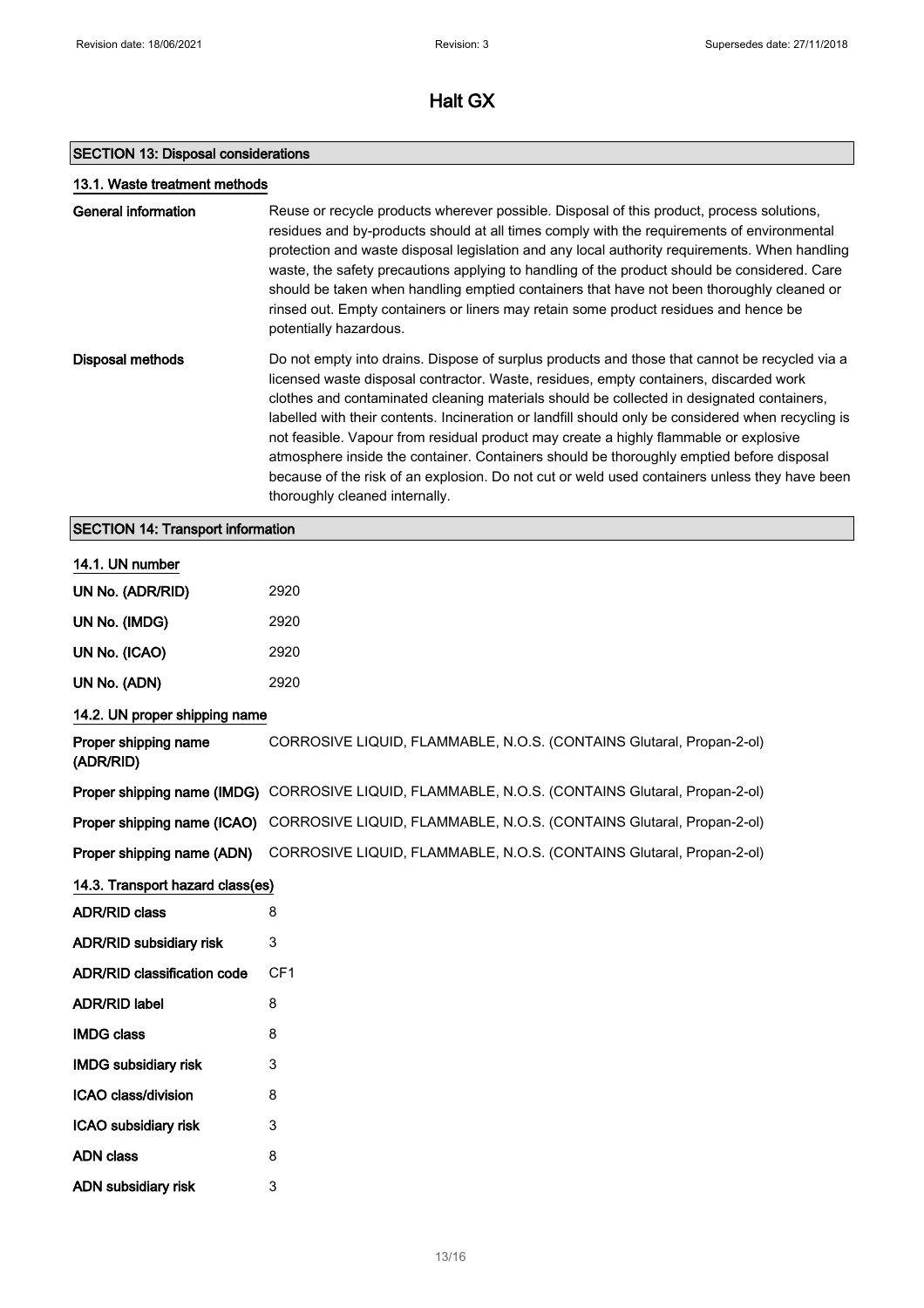# Halt GX

## SECTION 13: Disposal considerations

### 13.1. Waste treatment methods

| | |
|---|---|
| **General information** | Reuse or recycle products wherever possible. Disposal of this product, process solutions, residues and by-products should at all times comply with the requirements of environmental protection and waste disposal legislation and any local authority requirements. When handling waste, the safety precautions applying to handling of the product should be considered. Care should be taken when handling emptied containers that have not been thoroughly cleaned or rinsed out. Empty containers or liners may retain some product residues and hence be potentially hazardous. |
| **Disposal methods** | Do not empty into drains. Dispose of surplus products and those that cannot be recycled via a licensed waste disposal contractor. Waste, residues, empty containers, discarded work clothes and contaminated cleaning materials should be collected in designated containers, labelled with their contents. Incineration or landfill should only be considered when recycling is not feasible. Vapour from residual product may create a highly flammable or explosive atmosphere inside the container. Containers should be thoroughly emptied before disposal because of the risk of an explosion. Do not cut or weld used containers unless they have been thoroughly cleaned internally. |

## SECTION 14: Transport information

### 14.1. UN number

| | |
|---|---|
| **UN No. (ADR/RID)** | 2920 |
| **UN No. (IMDG)** | 2920 |
| **UN No. (ICAO)** | 2920 |
| **UN No. (ADN)** | 2920 |

### 14.2. UN proper shipping name

| | |
|---|---|
| **Proper shipping name (ADR/RID)** | CORROSIVE LIQUID, FLAMMABLE, N.O.S. (CONTAINS Glutaral, Propan-2-ol) |
| **Proper shipping name (IMDG)** | CORROSIVE LIQUID, FLAMMABLE, N.O.S. (CONTAINS Glutaral, Propan-2-ol) |
| **Proper shipping name (ICAO)** | CORROSIVE LIQUID, FLAMMABLE, N.O.S. (CONTAINS Glutaral, Propan-2-ol) |
| **Proper shipping name (ADN)** | CORROSIVE LIQUID, FLAMMABLE, N.O.S. (CONTAINS Glutaral, Propan-2-ol) |

### 14.3. Transport hazard class(es)

| | |
|---|---|
| **ADR/RID class** | 8 |
| **ADR/RID subsidiary risk** | 3 |
| **ADR/RID classification code** | CF1 |
| **ADR/RID label** | 8 |
| **IMDG class** | 8 |
| **IMDG subsidiary risk** | 3 |
| **ICAO class/division** | 8 |
| **ICAO subsidiary risk** | 3 |
| **ADN class** | 8 |
| **ADN subsidiary risk** | 3 |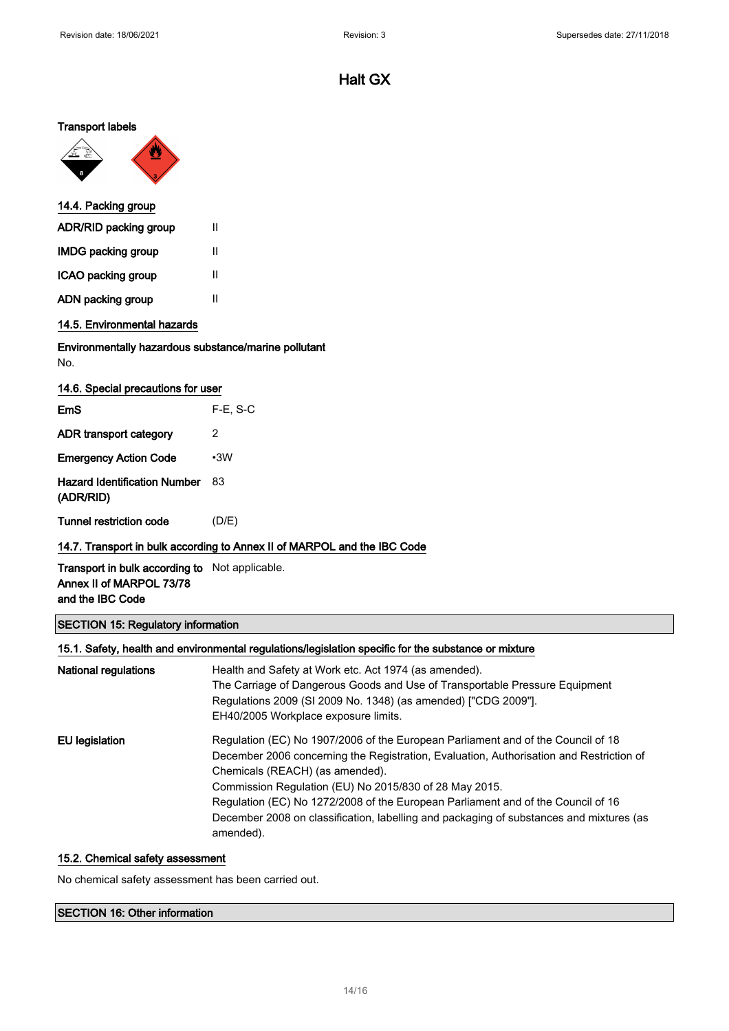# Halt GX

**Transport labels**

## 14.4. Packing group

| | |
|---|---|
| **ADR/RID packing group** | II |
| **IMDG packing group** | II |
| **ICAO packing group** | II |
| **ADN packing group** | II |

## 14.5. Environmental hazards

**Environmentally hazardous substance/marine pollutant**

No.

## 14.6. Special precautions for user

| | |
|---|---|
| **EmS** | F-E, S-C |
| **ADR transport category** | 2 |
| **Emergency Action Code** | •3W |
| **Hazard Identification Number (ADR/RID)** | 83 |
| **Tunnel restriction code** | (D/E) |

## 14.7. Transport in bulk according to Annex II of MARPOL and the IBC Code

| | |
|---|---|
| **Transport in bulk according to Annex II of MARPOL 73/78 and the IBC Code** | Not applicable. |

# SECTION 15: Regulatory information

## 15.1. Safety, health and environmental regulations/legislation specific for the substance or mixture

**National regulations**

Health and Safety at Work etc. Act 1974 (as amended).
The Carriage of Dangerous Goods and Use of Transportable Pressure Equipment Regulations 2009 (SI 2009 No. 1348) (as amended) ["CDG 2009"].
EH40/2005 Workplace exposure limits.

**EU legislation**

Regulation (EC) No 1907/2006 of the European Parliament and of the Council of 18 December 2006 concerning the Registration, Evaluation, Authorisation and Restriction of Chemicals (REACH) (as amended).
Commission Regulation (EU) No 2015/830 of 28 May 2015.
Regulation (EC) No 1272/2008 of the European Parliament and of the Council of 16 December 2008 on classification, labelling and packaging of substances and mixtures (as amended).

## 15.2. Chemical safety assessment

No chemical safety assessment has been carried out.

# SECTION 16: Other information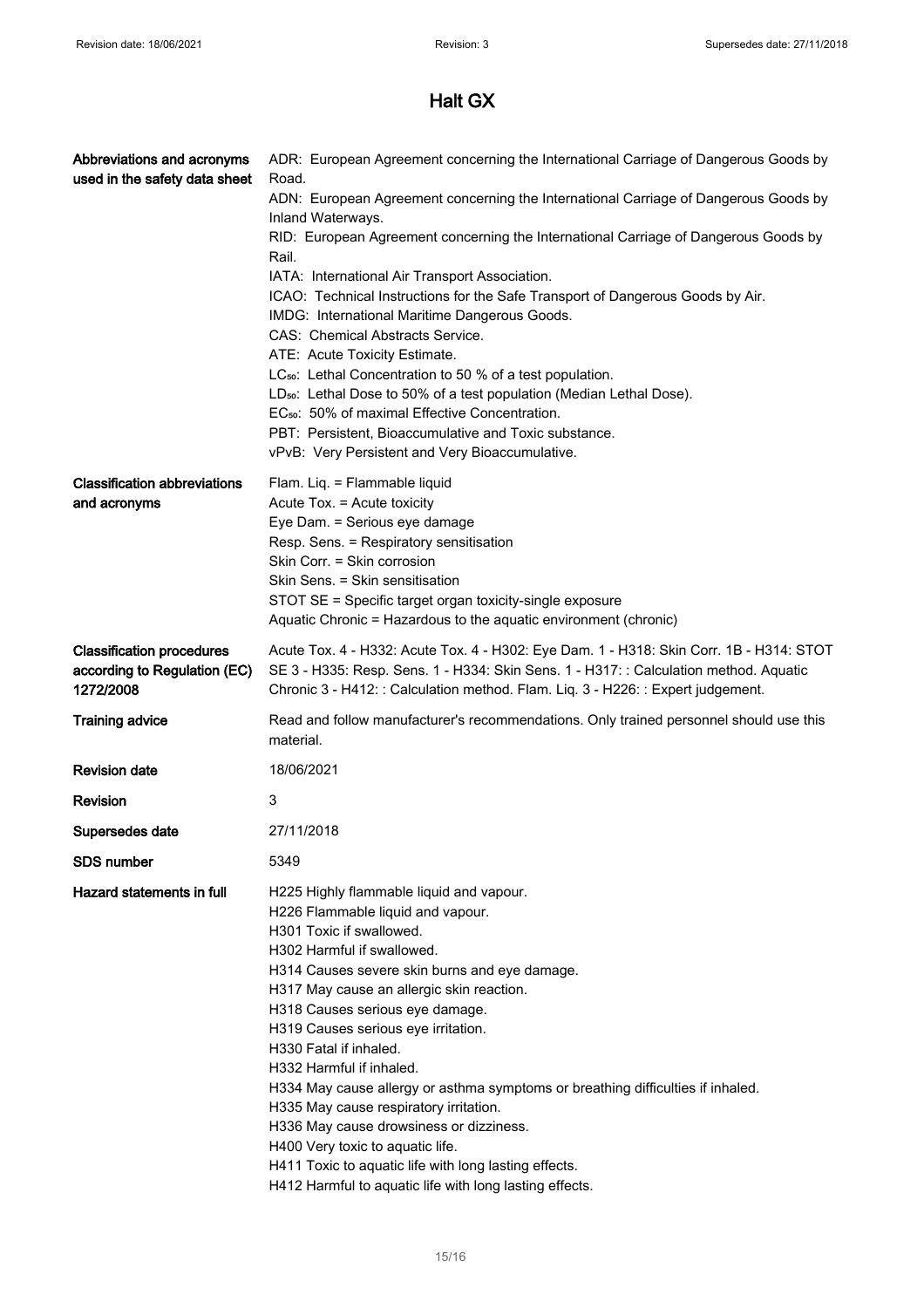# Halt GX

| | |
|---|---|
| **Abbreviations and acronyms used in the safety data sheet** | ADR: European Agreement concerning the International Carriage of Dangerous Goods by Road.<br>ADN: European Agreement concerning the International Carriage of Dangerous Goods by Inland Waterways.<br>RID: European Agreement concerning the International Carriage of Dangerous Goods by Rail.<br>IATA: International Air Transport Association.<br>ICAO: Technical Instructions for the Safe Transport of Dangerous Goods by Air.<br>IMDG: International Maritime Dangerous Goods.<br>CAS: Chemical Abstracts Service.<br>ATE: Acute Toxicity Estimate.<br>$LC_{50}$: Lethal Concentration to 50 % of a test population.<br>$LD_{50}$: Lethal Dose to 50% of a test population (Median Lethal Dose).<br>$EC_{50}$: 50% of maximal Effective Concentration.<br>PBT: Persistent, Bioaccumulative and Toxic substance.<br>vPvB: Very Persistent and Very Bioaccumulative. |
| **Classification abbreviations and acronyms** | Flam. Liq. = Flammable liquid<br>Acute Tox. = Acute toxicity<br>Eye Dam. = Serious eye damage<br>Resp. Sens. = Respiratory sensitisation<br>Skin Corr. = Skin corrosion<br>Skin Sens. = Skin sensitisation<br>STOT SE = Specific target organ toxicity-single exposure<br>Aquatic Chronic = Hazardous to the aquatic environment (chronic) |
| **Classification procedures according to Regulation (EC) 1272/2008** | Acute Tox. 4 - H332: Acute Tox. 4 - H302: Eye Dam. 1 - H318: Skin Corr. 1B - H314: STOT SE 3 - H335: Resp. Sens. 1 - H334: Skin Sens. 1 - H317: : Calculation method. Aquatic Chronic 3 - H412: : Calculation method. Flam. Liq. 3 - H226: : Expert judgement. |
| **Training advice** | Read and follow manufacturer's recommendations. Only trained personnel should use this material. |
| **Revision date** | 18/06/2021 |
| **Revision** | 3 |
| **Supersedes date** | 27/11/2018 |
| **SDS number** | 5349 |
| **Hazard statements in full** | H225 Highly flammable liquid and vapour.<br>H226 Flammable liquid and vapour.<br>H301 Toxic if swallowed.<br>H302 Harmful if swallowed.<br>H314 Causes severe skin burns and eye damage.<br>H317 May cause an allergic skin reaction.<br>H318 Causes serious eye damage.<br>H319 Causes serious eye irritation.<br>H330 Fatal if inhaled.<br>H332 Harmful if inhaled.<br>H334 May cause allergy or asthma symptoms or breathing difficulties if inhaled.<br>H335 May cause respiratory irritation.<br>H336 May cause drowsiness or dizziness.<br>H400 Very toxic to aquatic life.<br>H411 Toxic to aquatic life with long lasting effects.<br>H412 Harmful to aquatic life with long lasting effects. |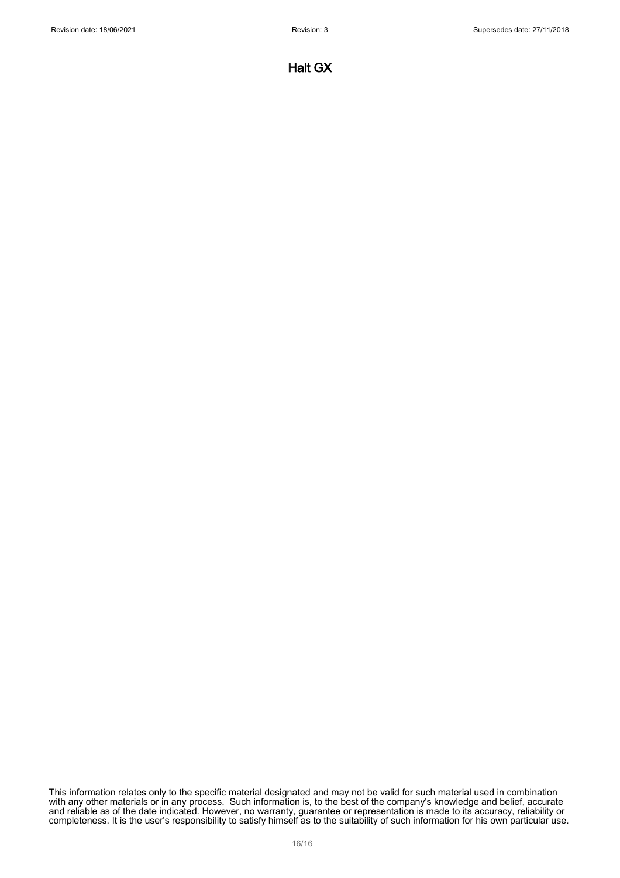This information relates only to the specific material designated and may not be valid for such material used in combination with any other materials or in any process. Such information is, to the best of the company's knowledge and belief, accurate and reliable as of the date indicated. However, no warranty, guarantee or representation is made to its accuracy, reliability or completeness. It is the user's responsibility to satisfy himself as to the suitability of such information for his own particular use.